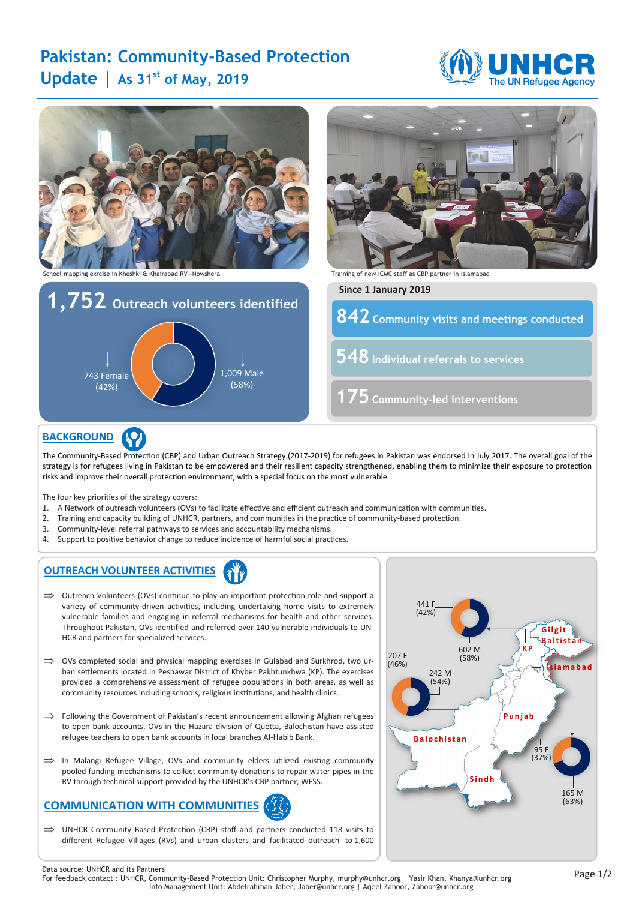# Pakistan: Community-Based Protection Update | As 31st of May, 2019

School mapping excrise in Kheshki & Khairabad RV—Nowshera

Training of new ICMC staff as CBP partner in Islamabad

**1,752** Outreach volunteers identified

743 Female (42%)

1,009 Male (58%)

**Since 1 January 2019**

**842** Community visits and meetings conducted

**548** Individual referrals to services

**175** Community-led interventions

## BACKGROUND

The Community-Based Protection (CBP) and Urban Outreach Strategy (2017-2019) for refugees in Pakistan was endorsed in July 2017. The overall goal of the strategy is for refugees living in Pakistan to be empowered and their resilient capacity strengthened, enabling them to minimize their exposure to protection risks and improve their overall protection environment, with a special focus on the most vulnerable.

The four key priorities of the strategy covers:

1. A Network of outreach volunteers (OVs) to facilitate effective and efficient outreach and communication with communities.
2. Training and capacity building of UNHCR, partners, and communities in the practice of community-based protection.
3. Community-level referral pathways to services and accountability mechanisms.
4. Support to positive behavior change to reduce incidence of harmful social practices.

## OUTREACH VOLUNTEER ACTIVITIES

⇒ Outreach Volunteers (OVs) continue to play an important protection role and support a variety of community-driven activities, including undertaking home visits to extremely vulnerable families and engaging in referral mechanisms for health and other services. Throughout Pakistan, OVs identified and referred over 140 vulnerable individuals to UNHCR and partners for specialized services.

⇒ OVs completed social and physical mapping exercises in Gulabad and Surkhrod, two urban settlements located in Peshawar District of Khyber Pakhtunkhwa (KP). The exercises provided a comprehensive assessment of refugee populations in both areas, as well as community resources including schools, religious institutions, and health clinics.

⇒ Following the Government of Pakistan's recent announcement allowing Afghan refugees to open bank accounts, OVs in the Hazara division of Quetta, Balochistan have assisted refugee teachers to open bank accounts in local branches Al-Habib Bank.

⇒ In Malangi Refugee Village, OVs and community elders utilized existing community pooled funding mechanisms to collect community donations to repair water pipes in the RV through technical support provided by the UNHCR's CBP partner, WESS.

## COMMUNICATION WITH COMMUNITIES

⇒ UNHCR Community Based Protection (CBP) staff and partners conducted 118 visits to different Refugee Villages (RVs) and urban clusters and facilitated outreach to 1,600

KP: 441 F (42%), 602 M (58%)

Balochistan: 207 F (46%), 242 M (54%)

Punjab: 95 F (37%), 165 M (63%)

Gilgit Baltistan, KP, Islamabad, Punjab, Balochistan, Sindh

Data source: UNHCR and its Partners

For feedback contact : UNHCR, Community-Based Protection Unit: Christopher Murphy, murphy@unhcr.org | Yasir Khan, Khanya@unhcr.org

Info Management Unit: Abdelrahman Jaber, Jaber@unhcr.org | Aqeel Zahoor, Zahoor@unhcr.org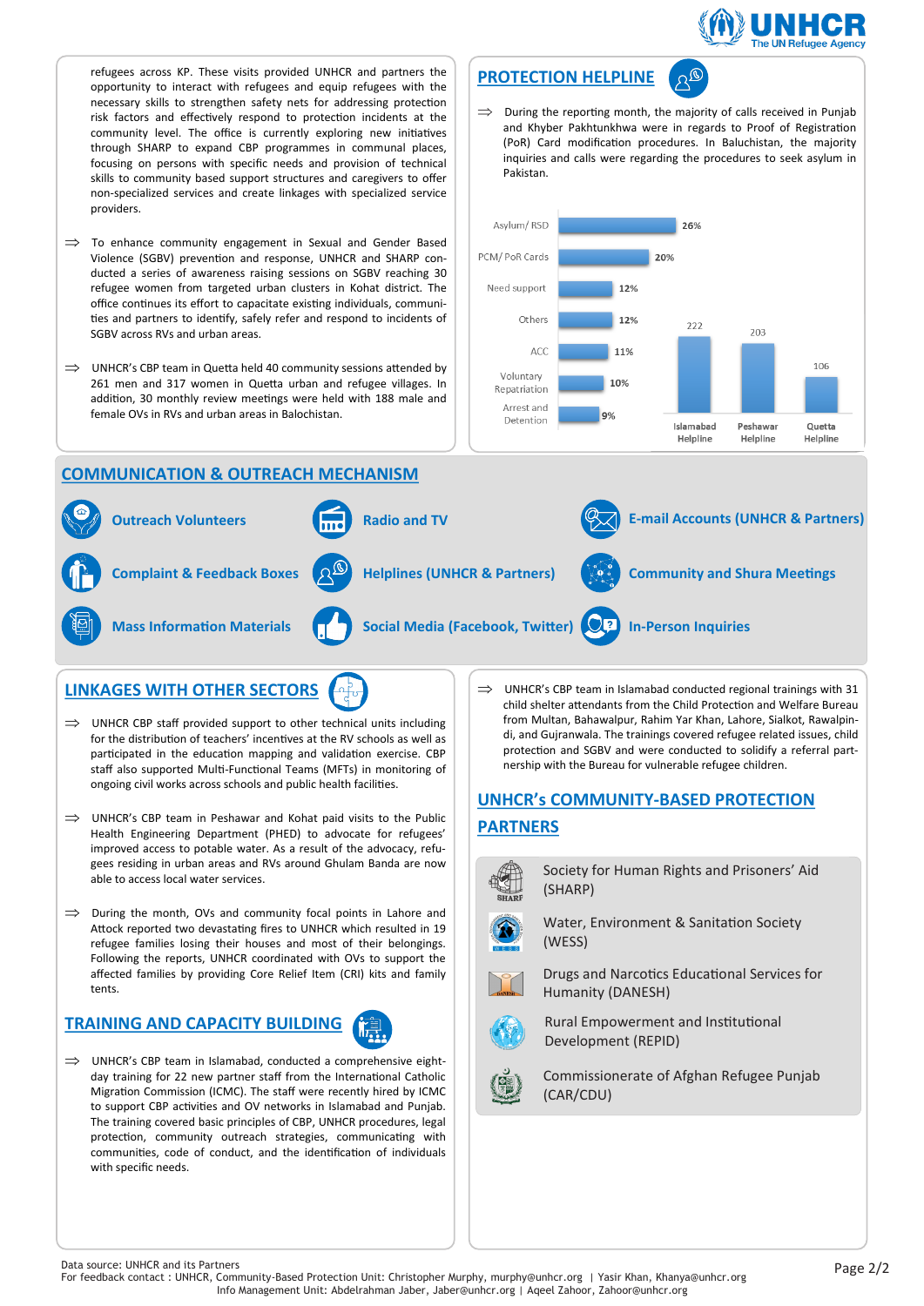refugees across KP. These visits provided UNHCR and partners the opportunity to interact with refugees and equip refugees with the necessary skills to strengthen safety nets for addressing protection risk factors and effectively respond to protection incidents at the community level. The office is currently exploring new initiatives through SHARP to expand CBP programmes in communal places, focusing on persons with specific needs and provision of technical skills to community based support structures and caregivers to offer non-specialized services and create linkages with specialized service providers.

⇒ To enhance community engagement in Sexual and Gender Based Violence (SGBV) prevention and response, UNHCR and SHARP conducted a series of awareness raising sessions on SGBV reaching 30 refugee women from targeted urban clusters in Kohat district. The office continues its effort to capacitate existing individuals, communities and partners to identify, safely refer and respond to incidents of SGBV across RVs and urban areas.

⇒ UNHCR's CBP team in Quetta held 40 community sessions attended by 261 men and 317 women in Quetta urban and refugee villages. In addition, 30 monthly review meetings were held with 188 male and female OVs in RVs and urban areas in Balochistan.

## PROTECTION HELPLINE

⇒ During the reporting month, the majority of calls received in Punjab and Khyber Pakhtunkhwa were in regards to Proof of Registration (PoR) Card modification procedures. In Baluchistan, the majority inquiries and calls were regarding the procedures to seek asylum in Pakistan.

Asylum/ RSD 26%
PCM/ PoR Cards 20%
Need support 12%
Others 12%
ACC 11%
Voluntary Repatriation 10%
Arrest and Detention 9%

222 Islamabad Helpline
203 Peshawar Helpline
106 Quetta Helpline

## COMMUNICATION & OUTREACH MECHANISM

- Outreach Volunteers
- Radio and TV
- E-mail Accounts (UNHCR & Partners)
- Complaint & Feedback Boxes
- Helplines (UNHCR & Partners)
- Community and Shura Meetings
- Mass Information Materials
- Social Media (Facebook, Twitter)
- In-Person Inquiries

## LINKAGES WITH OTHER SECTORS

⇒ UNHCR CBP staff provided support to other technical units including for the distribution of teachers' incentives at the RV schools as well as participated in the education mapping and validation exercise. CBP staff also supported Multi-Functional Teams (MFTs) in monitoring of ongoing civil works across schools and public health facilities.

⇒ UNHCR's CBP team in Peshawar and Kohat paid visits to the Public Health Engineering Department (PHED) to advocate for refugees' improved access to potable water. As a result of the advocacy, refugees residing in urban areas and RVs around Ghulam Banda are now able to access local water services.

⇒ During the month, OVs and community focal points in Lahore and Attock reported two devastating fires to UNHCR which resulted in 19 refugee families losing their houses and most of their belongings. Following the reports, UNHCR coordinated with OVs to support the affected families by providing Core Relief Item (CRI) kits and family tents.

## TRAINING AND CAPACITY BUILDING

⇒ UNHCR's CBP team in Islamabad, conducted a comprehensive eight-day training for 22 new partner staff from the International Catholic Migration Commission (ICMC). The staff were recently hired by ICMC to support CBP activities and OV networks in Islamabad and Punjab. The training covered basic principles of CBP, UNHCR procedures, legal protection, community outreach strategies, communicating with communities, code of conduct, and the identification of individuals with specific needs.

⇒ UNHCR's CBP team in Islamabad conducted regional trainings with 31 child shelter attendants from the Child Protection and Welfare Bureau from Multan, Bahawalpur, Rahim Yar Khan, Lahore, Sialkot, Rawalpindi, and Gujranwala. The trainings covered refugee related issues, child protection and SGBV and were conducted to solidify a referral partnership with the Bureau for vulnerable refugee children.

## UNHCR's COMMUNITY-BASED PROTECTION PARTNERS

- Society for Human Rights and Prisoners' Aid (SHARP)
- Water, Environment & Sanitation Society (WESS)
- Drugs and Narcotics Educational Services for Humanity (DANESH)
- Rural Empowerment and Institutional Development (REPID)
- Commissionerate of Afghan Refugee Punjab (CAR/CDU)

Data source: UNHCR and its Partners
For feedback contact : UNHCR, Community-Based Protection Unit: Christopher Murphy, murphy@unhcr.org | Yasir Khan, Khanya@unhcr.org
Info Management Unit: Abdelrahman Jaber, Jaber@unhcr.org | Aqeel Zahoor, Zahoor@unhcr.org